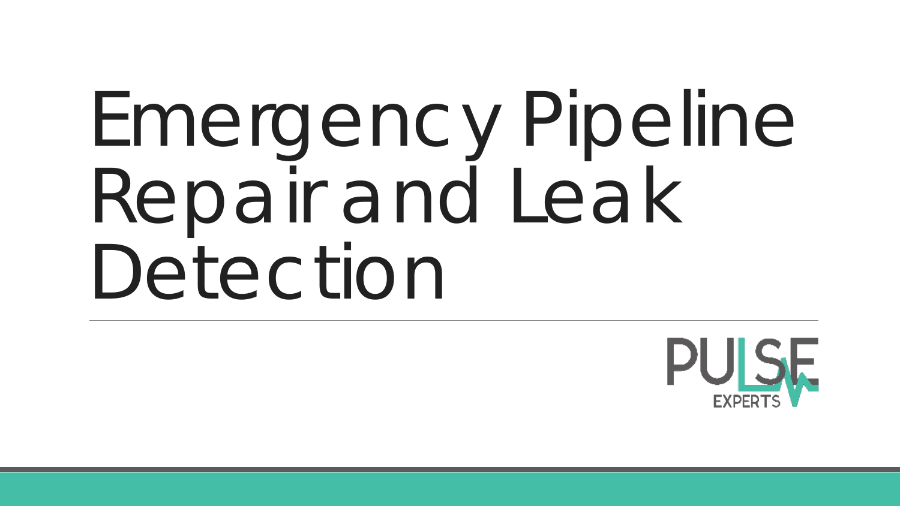# Emergency Pipeline Repair and Leak Detection

PULSE EXPERTS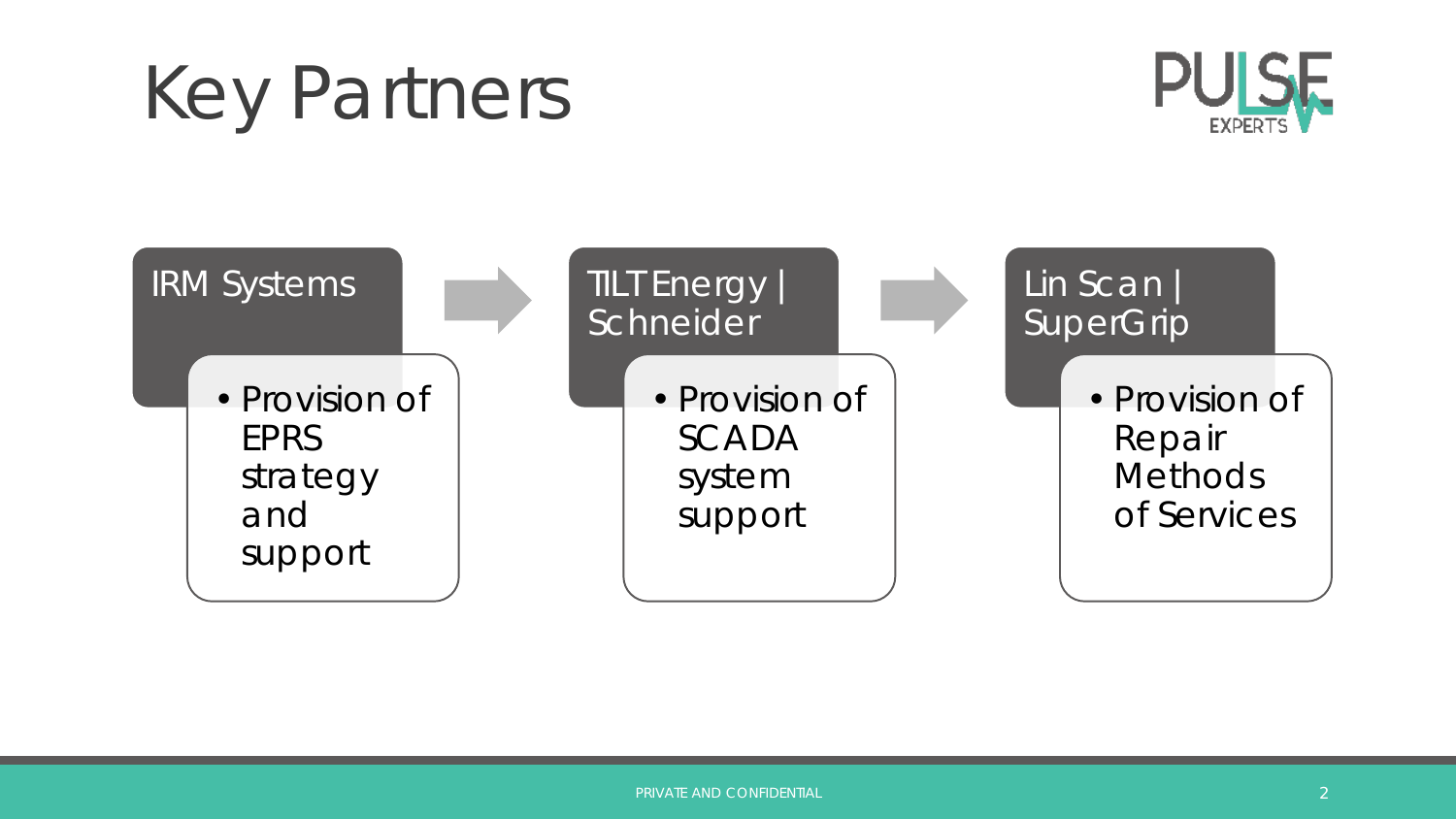# Key Partners

### IRM Systems

- Provision of EPRS strategy and support

### TILT Energy | Schneider

- Provision of SCADA system support

### Lin Scan | SuperGrip

- Provision of Repair Methods of Services

PRIVATE AND CONFIDENTIAL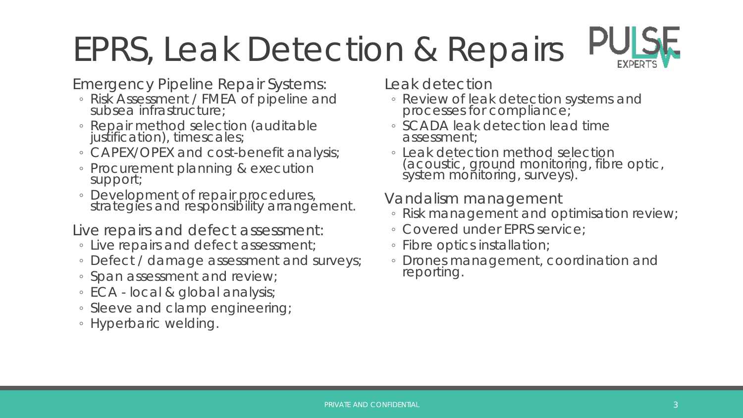# EPRS, Leak Detection & Repairs

## Emergency Pipeline Repair Systems:

- Risk Assessment / FMEA of pipeline and subsea infrastructure;
- Repair method selection (auditable justification), timescales;
- CAPEX/OPEX and cost-benefit analysis;
- Procurement planning & execution support;
- Development of repair procedures, strategies and responsibility arrangement.

## Live repairs and defect assessment:

- Live repairs and defect assessment;
- Defect / damage assessment and surveys;
- Span assessment and review;
- ECA - local & global analysis;
- Sleeve and clamp engineering;
- Hyperbaric welding.

## Leak detection

- Review of leak detection systems and processes for compliance;
- SCADA leak detection lead time assessment;
- Leak detection method selection (acoustic, ground monitoring, fibre optic, system monitoring, surveys).

## Vandalism management

- Risk management and optimisation review;
- Covered under EPRS service;
- Fibre optics installation;
- Drones management, coordination and reporting.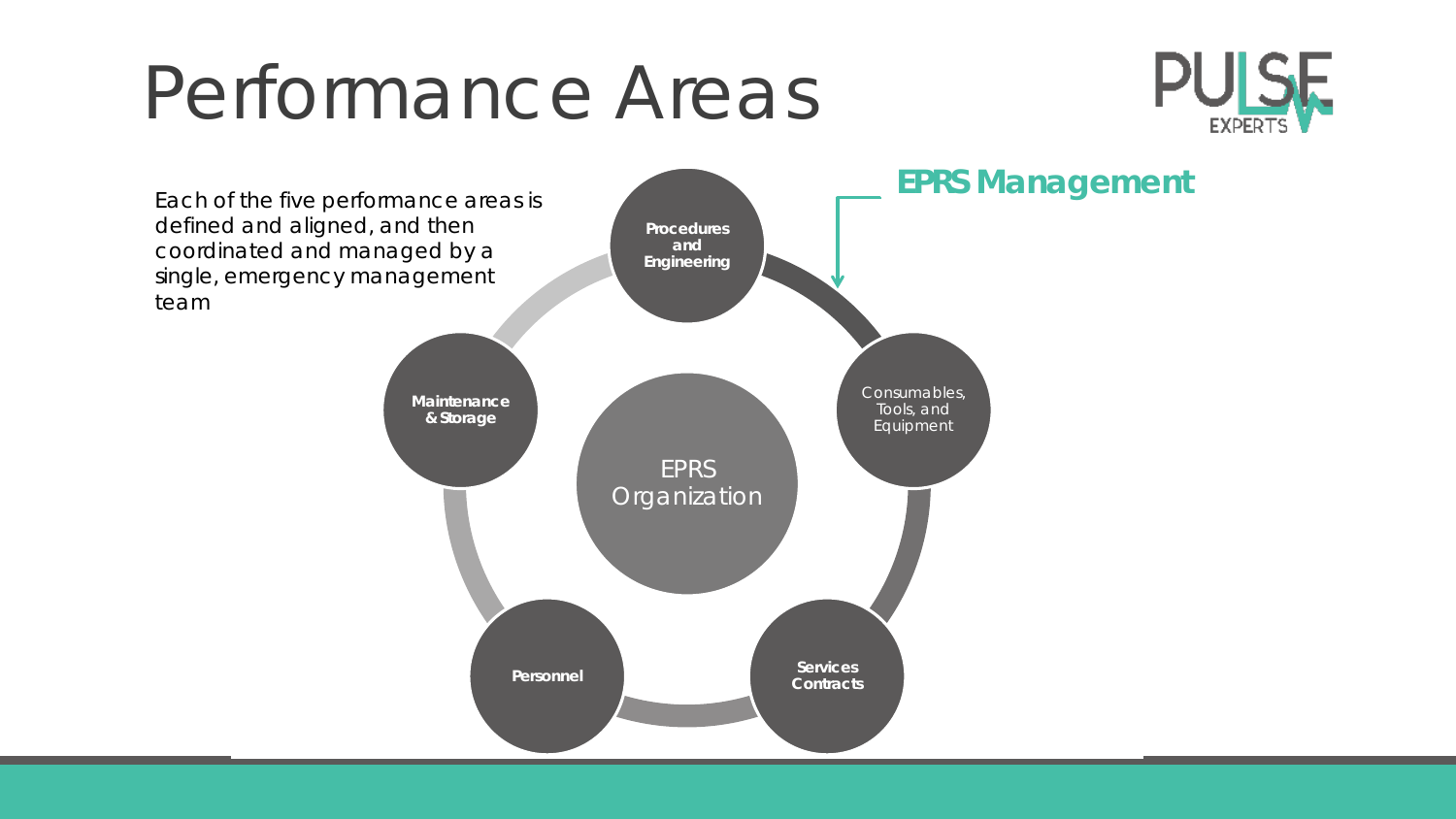# Performance Areas

Each of the five performance areas is defined and aligned, and then coordinated and managed by a single, emergency management team

**EPRS Management**

EPRS Organization

- **Procedures and Engineering**
- Consumables, Tools, and Equipment
- **Services Contracts**
- **Personnel**
- **Maintenance & Storage**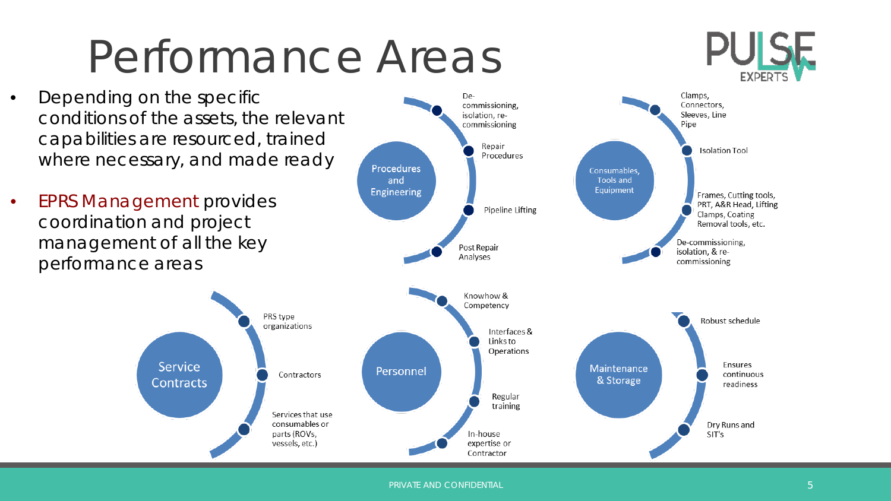# Performance Areas

- Depending on the specific conditions of the assets, the relevant capabilities are resourced, trained where necessary, and made ready
- EPRS Management provides coordination and project management of all the key performance areas

**Procedures and Engineering**
- De-commissioning, isolation, re-commissioning
- Repair Procedures
- Pipeline Lifting
- Post Repair Analyses

**Consumables, Tools and Equipment**
- Clamps, Connectors, Sleeves, Line Pipe
- Isolation Tool
- Frames, Cutting tools, PRT, A&R Head, Lifting Clamps, Coating Removal tools, etc.
- De-commissioning, isolation, & re-commissioning

**Service Contracts**
- PRS type organizations
- Contractors
- Services that use consumables or parts (ROVs, vessels, etc.)

**Personnel**
- Knowhow & Competency
- Interfaces & Links to Operations
- Regular training
- In-house expertise or Contractor

**Maintenance & Storage**
- Robust schedule
- Ensures continuous readiness
- Dry Runs and SIT's

PRIVATE AND CONFIDENTIAL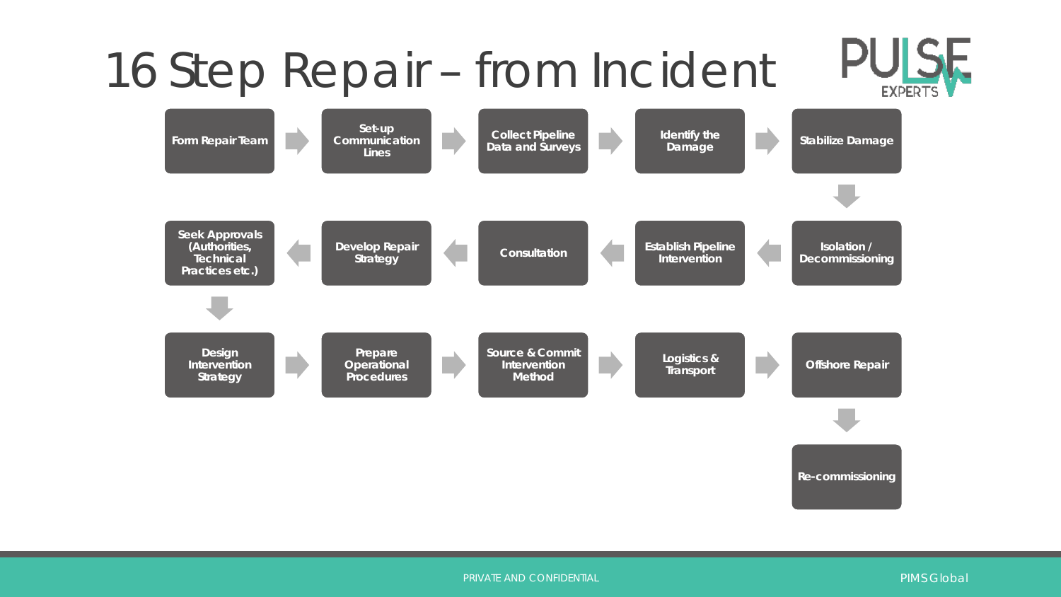# 16 Step Repair – from Incident

1. Form Repair Team
2. Set-up Communication Lines
3. Collect Pipeline Data and Surveys
4. Identify the Damage
5. Stabilize Damage
6. Isolation / Decommissioning
7. Establish Pipeline Intervention
8. Consultation
9. Develop Repair Strategy
10. Seek Approvals (Authorities, Technical Practices etc.)
11. Design Intervention Strategy
12. Prepare Operational Procedures
13. Source & Commit Intervention Method
14. Logistics & Transport
15. Offshore Repair
16. Re-commissioning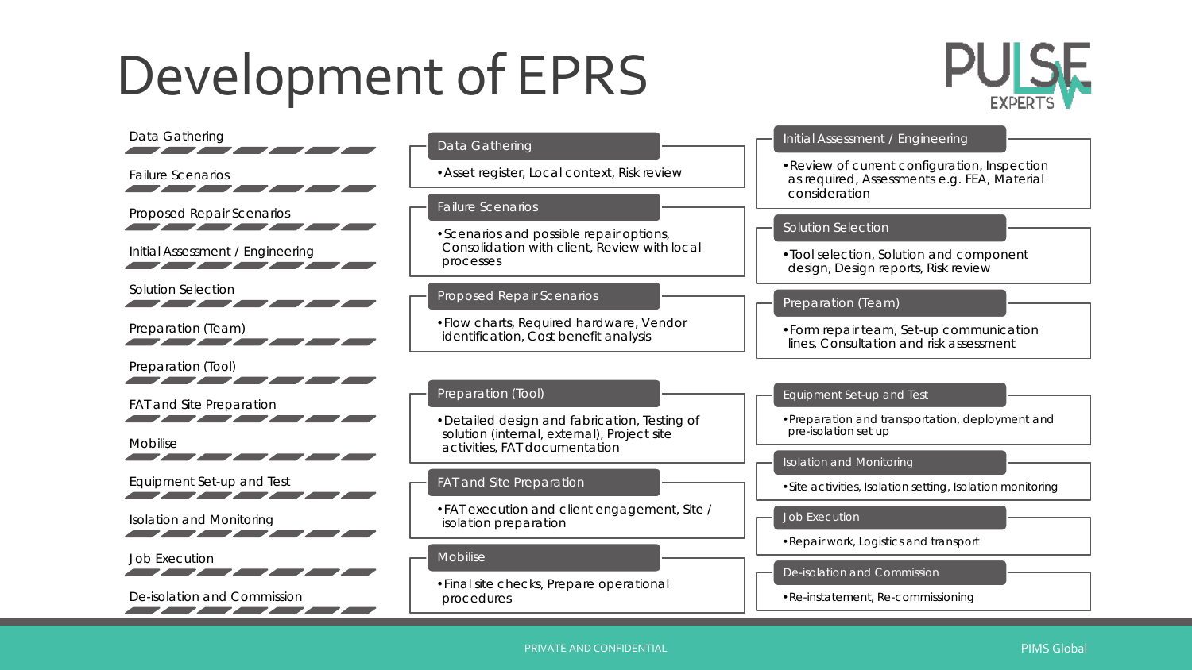# Development of EPRS

- Data Gathering
- Failure Scenarios
- Proposed Repair Scenarios
- Initial Assessment / Engineering
- Solution Selection
- Preparation (Team)
- Preparation (Tool)
- FAT and Site Preparation
- Mobilise
- Equipment Set-up and Test
- Isolation and Monitoring
- Job Execution
- De-isolation and Commission

### Data Gathering

- Asset register, Local context, Risk review

### Failure Scenarios

- Scenarios and possible repair options, Consolidation with client, Review with local processes

### Proposed Repair Scenarios

- Flow charts, Required hardware, Vendor identification, Cost benefit analysis

### Initial Assessment / Engineering

- Review of current configuration, Inspection as required, Assessments e.g. FEA, Material consideration

### Solution Selection

- Tool selection, Solution and component design, Design reports, Risk review

### Preparation (Team)

- Form repair team, Set-up communication lines, Consultation and risk assessment

### Preparation (Tool)

- Detailed design and fabrication, Testing of solution (internal, external), Project site activities, FAT documentation

### FAT and Site Preparation

- FAT execution and client engagement, Site / isolation preparation

### Mobilise

- Final site checks, Prepare operational procedures

### Equipment Set-up and Test

- Preparation and transportation, deployment and pre-isolation set up

### Isolation and Monitoring

- Site activities, Isolation setting, Isolation monitoring

### Job Execution

- Repair work, Logistics and transport

### De-isolation and Commission

- Re-instatement, Re-commissioning

PRIVATE AND CONFIDENTIAL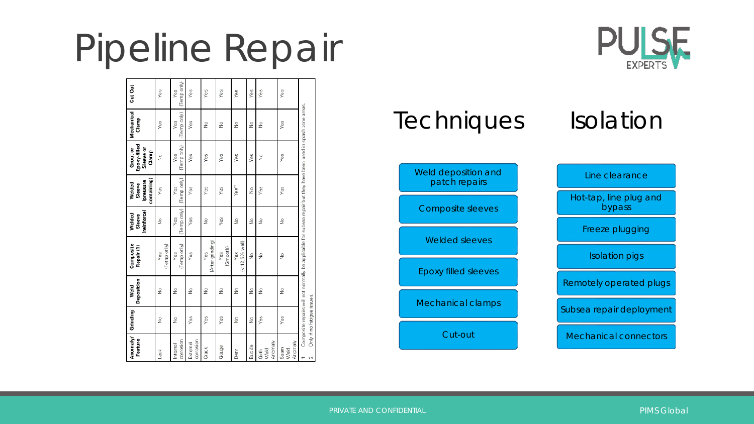# Pipeline Repair

| Anomaly/ Feature | Grinding | Weld Deposition | Composite Repair (1) | Welded Sleeve (reinforce) | Welded Sleeve (pressure containing) | Grout or Epoxy-filled Sleeve or Clamp | Mechanical Clamp | Cut Out |
|---|---|---|---|---|---|---|---|---|
| Leak | No | No | Yes (Temp only) | No | Yes | No | Yes | Yes |
| Internal corrosion | No | No | Yes (Temp only) | Yes (Temp only) | Yes (Temp only) | Yes (Temp only) | Yes (Temp only) | Yes (Temp only) |
| External corrosion | Yes | No | Yes | Yes | Yes | Yes | Yes | Yes |
| Crack | Yes | No | Yes (After grinding) | No | Yes | Yes | No | Yes |
| Gouge | Yes | No | Yes (Smooth) | Yes | Yes | Yes | No | Yes |
| Dent | No | No | Yes (< 12.5% wall | No | Yes[2] | Yes | No | Yes |
| Buckle | No | No | No | No | No | Yes | No | Yes |
| Girth Weld Anomaly | Yes | No | No | No | Yes | No | No | Yes |
| Seam Weld Anomaly | Yes | No | No | No | Yes | Yes | Yes | Yes |

1. Composite repairs will not normally be applicable for subsea repair but they have been used in splash zone areas.
2. Only if no fatigue issues.

## Techniques

- Weld deposition and patch repairs
- Composite sleeves
- Welded sleeves
- Epoxy filled sleeves
- Mechanical clamps
- Cut-out

## Isolation

- Line clearance
- Hot-tap, line plug and bypass
- Freeze plugging
- Isolation pigs
- Remotely operated plugs
- Subsea repair deployment
- Mechanical connectors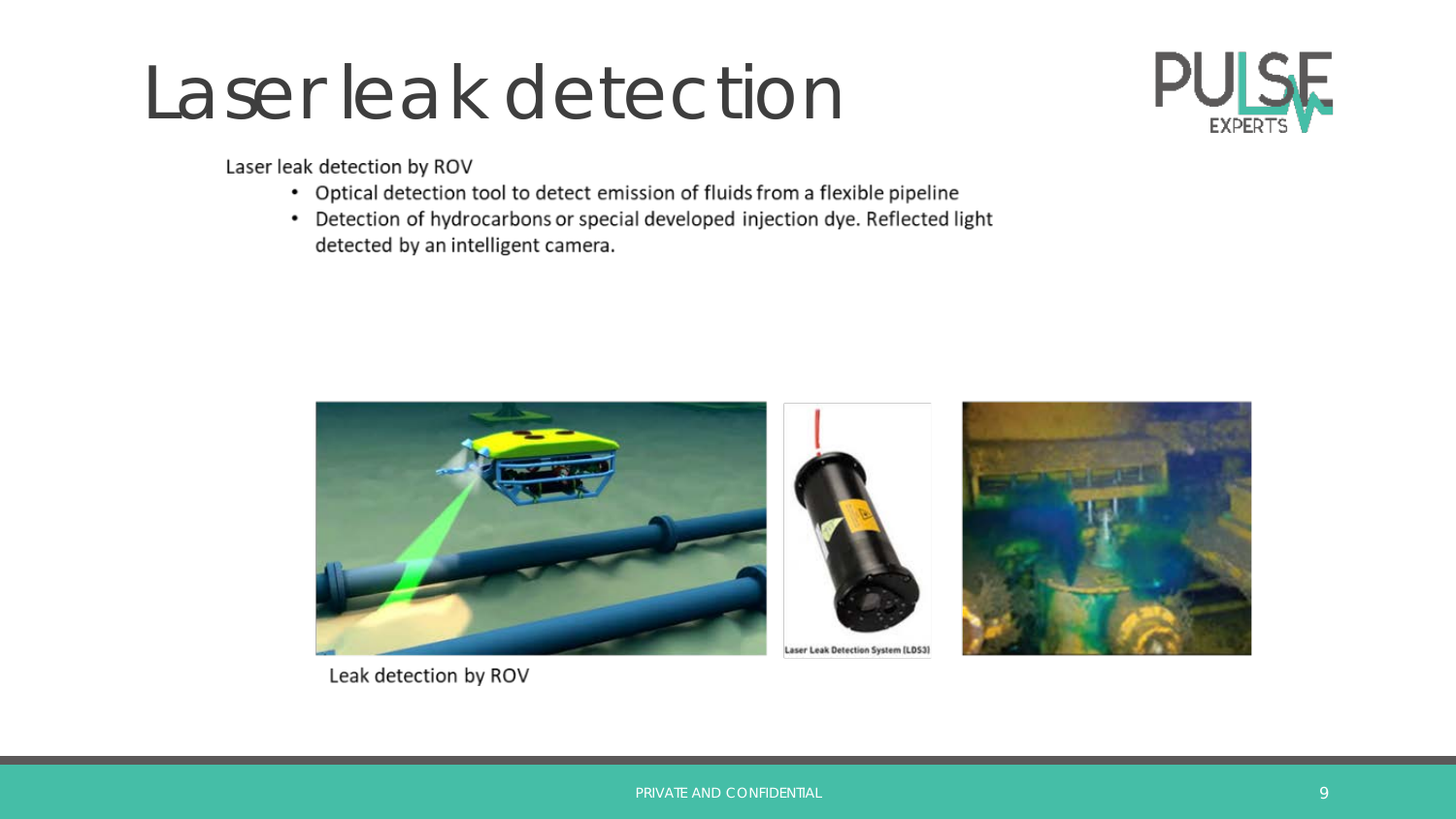# Laser leak detection

Laser leak detection by ROV

- Optical detection tool to detect emission of fluids from a flexible pipeline
- Detection of hydrocarbons or special developed injection dye. Reflected light detected by an intelligent camera.

Laser Leak Detection System (LDS3)

Leak detection by ROV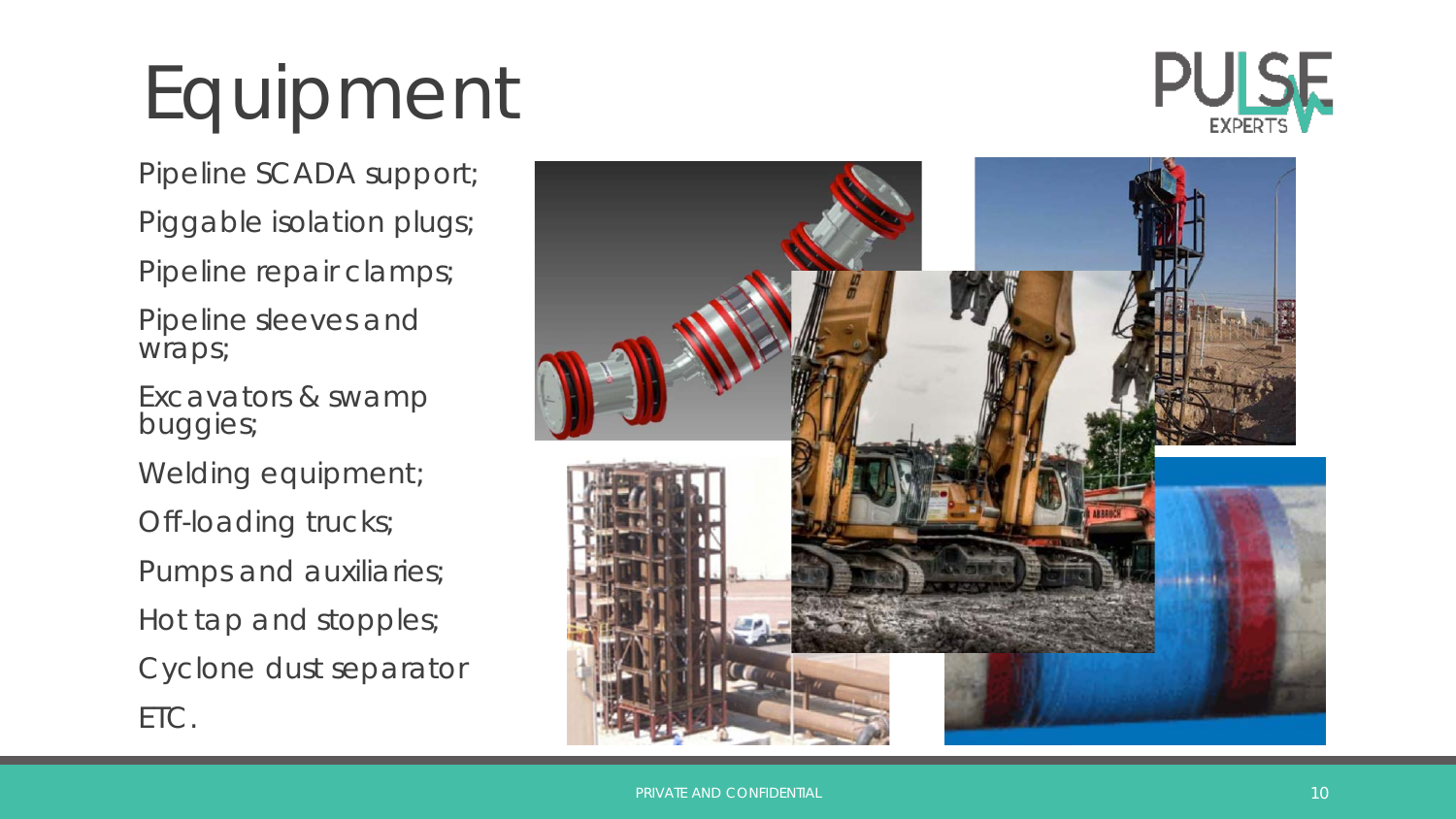# Equipment

- Pipeline SCADA support;
- Piggable isolation plugs;
- Pipeline repair clamps;
- Pipeline sleeves and wraps;
- Excavators & swamp buggies;
- Welding equipment;
- Off-loading trucks;
- Pumps and auxiliaries;
- Hot tap and stopples;
- Cyclone dust separator
- ETC.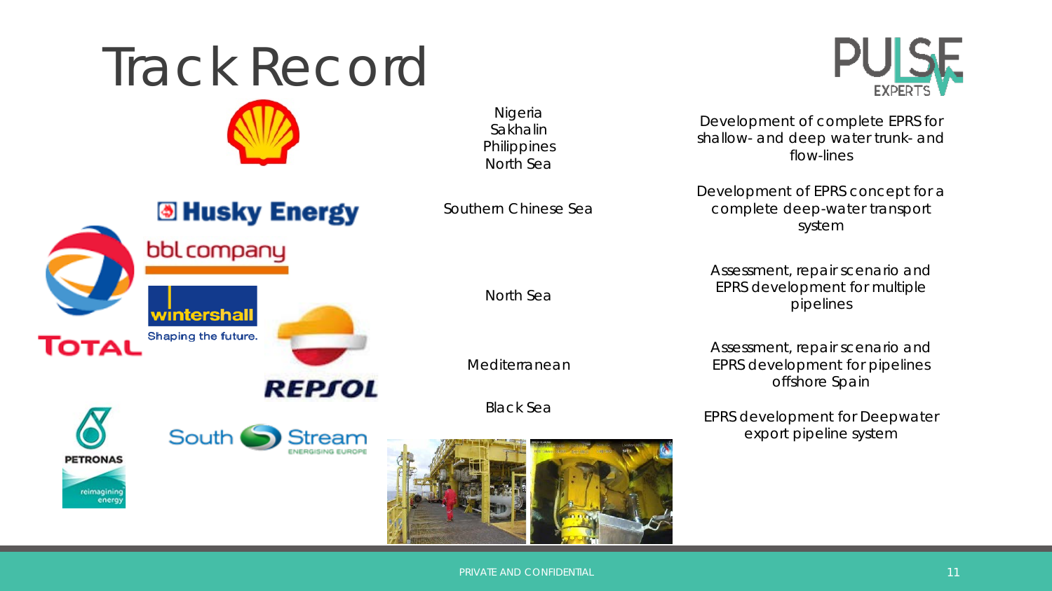# Track Record

| Region | Scope |
| --- | --- |
| Nigeria<br>Sakhalin<br>Philippines<br>North Sea | Development of complete EPRS for shallow- and deep water trunk- and flow-lines |
| Southern Chinese Sea | Development of EPRS concept for a complete deep-water transport system |
| North Sea | Assessment, repair scenario and EPRS development for multiple pipelines |
| Mediterranean | Assessment, repair scenario and EPRS development for pipelines offshore Spain |
| Black Sea | EPRS development for Deepwater export pipeline system |

PRIVATE AND CONFIDENTIAL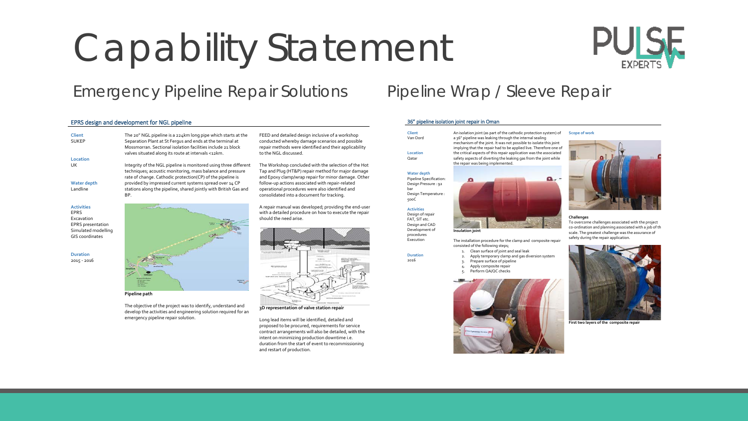# Capability Statement

## Emergency Pipeline Repair Solutions

### EPRS design and development for NGL pipeline

**Client**
SUKEP

**Location**
UK

**Water depth**
Landline

**Activities**
EPRS
Excavation
EPRS presentation
Simulated modelling
GIS coordinates

**Duration**
2015 - 2016

The 20" NGL pipeline is a 224km long pipe which starts at the Separation Plant at St Fergus and ends at the terminal at Mossmorran. Sectional isolation facilities include 21 block valves situated along its route at intervals <12km.

Integrity of the NGL pipeline is monitored using three different techniques; acoustic monitoring, mass balance and pressure rate of change. Cathodic protection(CP) of the pipeline is provided by impressed current systems spread over 14 CP stations along the pipeline, shared jointly with British Gas and BP.

**Pipeline path**

The objective of the project was to identify, understand and develop the activities and engineering solution required for an emergency pipeline repair solution.

FEED and detailed design inclusive of a workshop conducted whereby damage scenarios and possible repair methods were identified and their applicability to the NGL discussed.

The Workshop concluded with the selection of the Hot Tap and Plug (HT&P) repair method for major damage and Epoxy clamp/wrap repair for minor damage. Other follow-up actions associated with repair-related operational procedures were also identified and consolidated into a document for tracking.

A repair manual was developed; providing the end-user with a detailed procedure on how to execute the repair should the need arise.

**3D representation of valve station repair**

Long lead items will be identified, detailed and proposed to be procured, requirements for service contract arrangements will also be detailed, with the intent on minimizing production downtime i.e. duration from the start of event to recommissioning and restart of production.

## Pipeline Wrap / Sleeve Repair

### 36" pipeline isolation joint repair in Oman

**Client**
Van Oord

**Location**
Qatar

**Water depth**
Pipeline Specification:
Design Pressure : 92 bar
Design Temperature : 50oC

**Activities**
Design of repair
FAT, SIT etc.
Design and CAD
Development of procedures
Execution

**Duration**
2016

An isolation joint (as part of the cathodic protection system) of a 36" pipeline was leaking through the internal sealing mechanism of the joint. It was not possible to isolate this joint implying that the repair had to be applied live. Therefore one of the critical aspects of this repair application was the associated safety aspects of diverting the leaking gas from the joint while the repair was being implemented.

**Insulation joint**

The installation procedure for the clamp and composite repair consisted of the following steps;

1. Clean surface of joint and seal leak
2. Apply temporary clamp and gas diversion system
3. Prepare surface of pipeline
4. Apply composite repair
5. Perform QA/QC checks

**Scope of work**

**Challenges**
To overcome challenges associated with the project co-ordination and planning associated with a job of th scale. The greatest challenge was the assurance of safety during the repair application.

**First two layers of the composite repair**